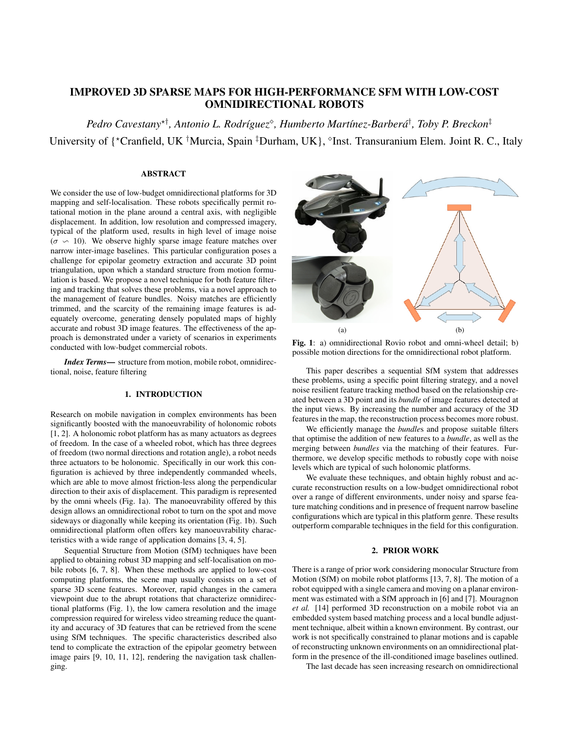# IMPROVED 3D SPARSE MAPS FOR HIGH-PERFORMANCE SFM WITH LOW-COST OMNIDIRECTIONAL ROBOTS

*Pedro Cavestany*[⋆†], *Antonio L. Rodríguez*[⋄], *Humberto Martínez-Barberá*[†], *Toby P. Breckon*[‡]

University of {[⋆]Cranfield, UK [†]Murcia, Spain [‡]Durham, UK}, [⋄]Inst. Transuranium Elem. Joint R. C., Italy

## ABSTRACT

We consider the use of low-budget omnidirectional platforms for 3D mapping and self-localisation. These robots specifically permit rotational motion in the plane around a central axis, with negligible displacement. In addition, low resolution and compressed imagery, typical of the platform used, results in high level of image noise ($\sigma \backsim 10$). We observe highly sparse image feature matches over narrow inter-image baselines. This particular configuration poses a challenge for epipolar geometry extraction and accurate 3D point triangulation, upon which a standard structure from motion formulation is based. We propose a novel technique for both feature filtering and tracking that solves these problems, via a novel approach to the management of feature bundles. Noisy matches are efficiently trimmed, and the scarcity of the remaining image features is adequately overcome, generating densely populated maps of highly accurate and robust 3D image features. The effectiveness of the approach is demonstrated under a variety of scenarios in experiments conducted with low-budget commercial robots.

***Index Terms*—** structure from motion, mobile robot, omnidirectional, noise, feature filtering

## 1. INTRODUCTION

Research on mobile navigation in complex environments has been significantly boosted with the manoeuvrability of holonomic robots [1, 2]. A holonomic robot platform has as many actuators as degrees of freedom. In the case of a wheeled robot, which has three degrees of freedom (two normal directions and rotation angle), a robot needs three actuators to be holonomic. Specifically in our work this configuration is achieved by three independently commanded wheels, which are able to move almost friction-less along the perpendicular direction to their axis of displacement. This paradigm is represented by the omni wheels (Fig. 1a). The manoeuvrability offered by this design allows an omnidirectional robot to turn on the spot and move sideways or diagonally while keeping its orientation (Fig. 1b). Such omnidirectional platform often offers key manoeuvrability characteristics with a wide range of application domains [3, 4, 5].

Sequential Structure from Motion (SfM) techniques have been applied to obtaining robust 3D mapping and self-localisation on mobile robots [6, 7, 8]. When these methods are applied to low-cost computing platforms, the scene map usually consists on a set of sparse 3D scene features. Moreover, rapid changes in the camera viewpoint due to the abrupt rotations that characterize omnidirectional platforms (Fig. 1), the low camera resolution and the image compression required for wireless video streaming reduce the quantity and accuracy of 3D features that can be retrieved from the scene using SfM techniques. The specific characteristics described also tend to complicate the extraction of the epipolar geometry between image pairs [9, 10, 11, 12], rendering the navigation task challenging.

(a) (b)

**Fig. 1**: a) omnidirectional Rovio robot and omni-wheel detail; b) possible motion directions for the omnidirectional robot platform.

This paper describes a sequential SfM system that addresses these problems, using a specific point filtering strategy, and a novel noise resilient feature tracking method based on the relationship created between a 3D point and its *bundle* of image features detected at the input views. By increasing the number and accuracy of the 3D features in the map, the reconstruction process becomes more robust.

We efficiently manage the *bundle*s and propose suitable filters that optimise the addition of new features to a *bundle*, as well as the merging between *bundles* via the matching of their features. Furthermore, we develop specific methods to robustly cope with noise levels which are typical of such holonomic platforms.

We evaluate these techniques, and obtain highly robust and accurate reconstruction results on a low-budget omnidirectional robot over a range of different environments, under noisy and sparse feature matching conditions and in presence of frequent narrow baseline configurations which are typical in this platform genre. These results outperform comparable techniques in the field for this configuration.

## 2. PRIOR WORK

There is a range of prior work considering monocular Structure from Motion (SfM) on mobile robot platforms [13, 7, 8]. The motion of a robot equipped with a single camera and moving on a planar environment was estimated with a SfM approach in [6] and [7]. Mouragnon *et al.* [14] performed 3D reconstruction on a mobile robot via an embedded system based matching process and a local bundle adjustment technique, albeit within a known environment. By contrast, our work is not specifically constrained to planar motions and is capable of reconstructing unknown environments on an omnidirectional platform in the presence of the ill-conditioned image baselines outlined.

The last decade has seen increasing research on omnidirectional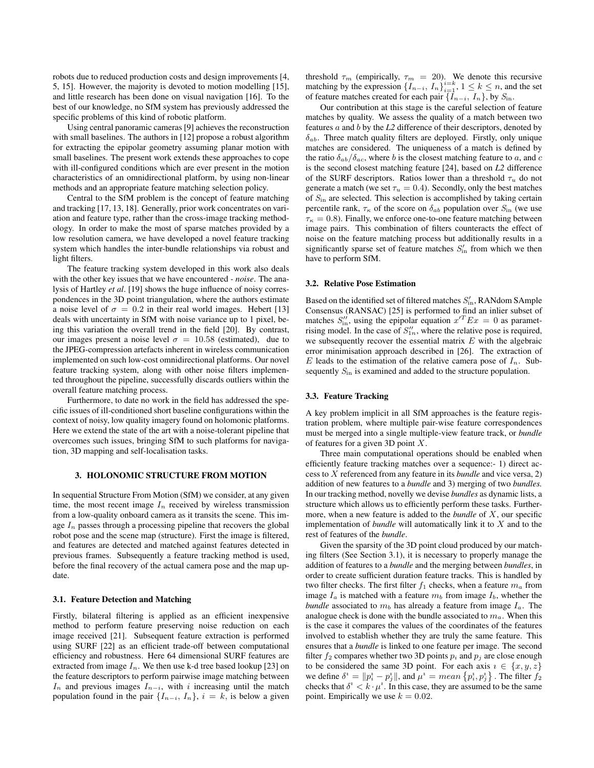robots due to reduced production costs and design improvements [4, 5, 15]. However, the majority is devoted to motion modelling [15], and little research has been done on visual navigation [16]. To the best of our knowledge, no SfM system has previously addressed the specific problems of this kind of robotic platform.

Using central panoramic cameras [9] achieves the reconstruction with small baselines. The authors in [12] propose a robust algorithm for extracting the epipolar geometry assuming planar motion with small baselines. The present work extends these approaches to cope with ill-configured conditions which are ever present in the motion characteristics of an omnidirectional platform, by using non-linear methods and an appropriate feature matching selection policy.

Central to the SfM problem is the concept of feature matching and tracking [17, 13, 18]. Generally, prior work concentrates on variation and feature type, rather than the cross-image tracking methodology. In order to make the most of sparse matches provided by a low resolution camera, we have developed a novel feature tracking system which handles the inter-bundle relationships via robust and light filters.

The feature tracking system developed in this work also deals with the other key issues that we have encountered - *noise*. The analysis of Hartley *et al*. [19] shows the huge influence of noisy correspondences in the 3D point triangulation, where the authors estimate a noise level of $\sigma = 0.2$ in their real world images. Hebert [13] deals with uncertainty in SfM with noise variance up to 1 pixel, being this variation the overall trend in the field [20]. By contrast, our images present a noise level $\sigma = 10.58$ (estimated), due to the JPEG-compression artefacts inherent in wireless communication implemented on such low-cost omnidirectional platforms. Our novel feature tracking system, along with other noise filters implemented throughout the pipeline, successfully discards outliers within the overall feature matching process.

Furthermore, to date no work in the field has addressed the specific issues of ill-conditioned short baseline configurations within the context of noisy, low quality imagery found on holomonic platforms. Here we extend the state of the art with a noise-tolerant pipeline that overcomes such issues, bringing SfM to such platforms for navigation, 3D mapping and self-localisation tasks.

## 3. HOLONOMIC STRUCTURE FROM MOTION

In sequential Structure From Motion (SfM) we consider, at any given time, the most recent image $I_n$ received by wireless transmission from a low-quality onboard camera as it transits the scene. This image $I_n$ passes through a processing pipeline that recovers the global robot pose and the scene map (structure). First the image is filtered, and features are detected and matched against features detected in previous frames. Subsequently a feature tracking method is used, before the final recovery of the actual camera pose and the map update.

### 3.1. Feature Detection and Matching

Firstly, bilateral filtering is applied as an efficient inexpensive method to perform feature preserving noise reduction on each image received [21]. Subsequent feature extraction is performed using SURF [22] as an efficient trade-off between computational efficiency and robustness. Here 64 dimensional SURF features are extracted from image $I_n$. We then use k-d tree based lookup [23] on the feature descriptors to perform pairwise image matching between $I_n$ and previous images $I_{n-i}$, with $i$ increasing until the match population found in the pair $\{I_{n-i}, I_n\}$, $i = k$, is below a given threshold $\tau_m$ (empirically, $\tau_m = 20$). We denote this recursive matching by the expression $\{I_{n-i}, I_n\}_{i=1}^{i=k}$, $1 \leq k \leq n$, and the set of feature matches created for each pair $\{I_{n-i}, I_n\}$, by $S_{\text{in}}$.

Our contribution at this stage is the careful selection of feature matches by quality. We assess the quality of a match between two features $a$ and $b$ by the *L2* difference of their descriptors, denoted by $\delta_{ab}$. Three match quality filters are deployed. Firstly, only unique matches are considered. The uniqueness of a match is defined by the ratio $\delta_{ab}/\delta_{ac}$, where $b$ is the closest matching feature to $a$, and $c$ is the second closest matching feature [24], based on *L2* difference of the SURF descriptors. Ratios lower than a threshold $\tau_u$ do not generate a match (we set $\tau_u = 0.4$). Secondly, only the best matches of $S_{\text{in}}$ are selected. This selection is accomplished by taking certain percentile rank, $\tau_\kappa$ of the score on $\delta_{ab}$ population over $S_{\text{in}}$ (we use $\tau_\kappa = 0.8$). Finally, we enforce one-to-one feature matching between image pairs. This combination of filters counteracts the effect of noise on the feature matching process but additionally results in a significantly sparse set of feature matches $S'_{\text{in}}$ from which we then have to perform SfM.

### 3.2. Relative Pose Estimation

Based on the identified set of filtered matches $S'_{\text{in}}$, RANdom SAmple Consensus (RANSAC) [25] is performed to find an inlier subset of matches $S''_{\text{in}}$, using the epipolar equation $x'^T E x = 0$ as parametrising model. In the case of $S''_{1n}$, where the relative pose is required, we subsequently recover the essential matrix $E$ with the algebraic error minimisation approach described in [26]. The extraction of $E$ leads to the estimation of the relative camera pose of $I_n$. Subsequently $S_{\text{in}}$ is examined and added to the structure population.

### 3.3. Feature Tracking

A key problem implicit in all SfM approaches is the feature registration problem, where multiple pair-wise feature correspondences must be merged into a single multiple-view feature track, or *bundle* of features for a given 3D point $X$.

Three main computational operations should be enabled when efficiently feature tracking matches over a sequence:- 1) direct access to $X$ referenced from any feature in its *bundle* and vice versa, 2) addition of new features to a *bundle* and 3) merging of two *bundles.* In our tracking method, novelly we devise *bundles* as dynamic lists, a structure which allows us to efficiently perform these tasks. Furthermore, when a new feature is added to the *bundle* of $X$, our specific implementation of *bundle* will automatically link it to $X$ and to the rest of features of the *bundle*.

Given the sparsity of the 3D point cloud produced by our matching filters (See Section 3.1), it is necessary to properly manage the addition of features to a *bundle* and the merging between *bundles*, in order to create sufficient duration feature tracks. This is handled by two filter checks. The first filter $f_1$ checks, when a feature $m_a$ from image $I_a$ is matched with a feature $m_b$ from image $I_b$, whether the *bundle* associated to $m_b$ has already a feature from image $I_a$. The analogue check is done with the bundle associated to $m_a$. When this is the case it compares the values of the coordinates of the features involved to establish whether they are truly the same feature. This ensures that a *bundle* is linked to one feature per image. The second filter $f_2$ compares whether two 3D points $p_i$ and $p_j$ are close enough to be considered the same 3D point. For each axis $\imath \in \{x, y, z\}$ we define $\delta^\imath = \|p_i^\imath - p_j^\imath\|$, and $\mu^\imath = mean\left\{p_i^\imath, p_j^\imath\right\}$. The filter $f_2$ checks that $\delta^\imath < k \cdot \mu^\imath$. In this case, they are assumed to be the same point. Empirically we use $k = 0.02$.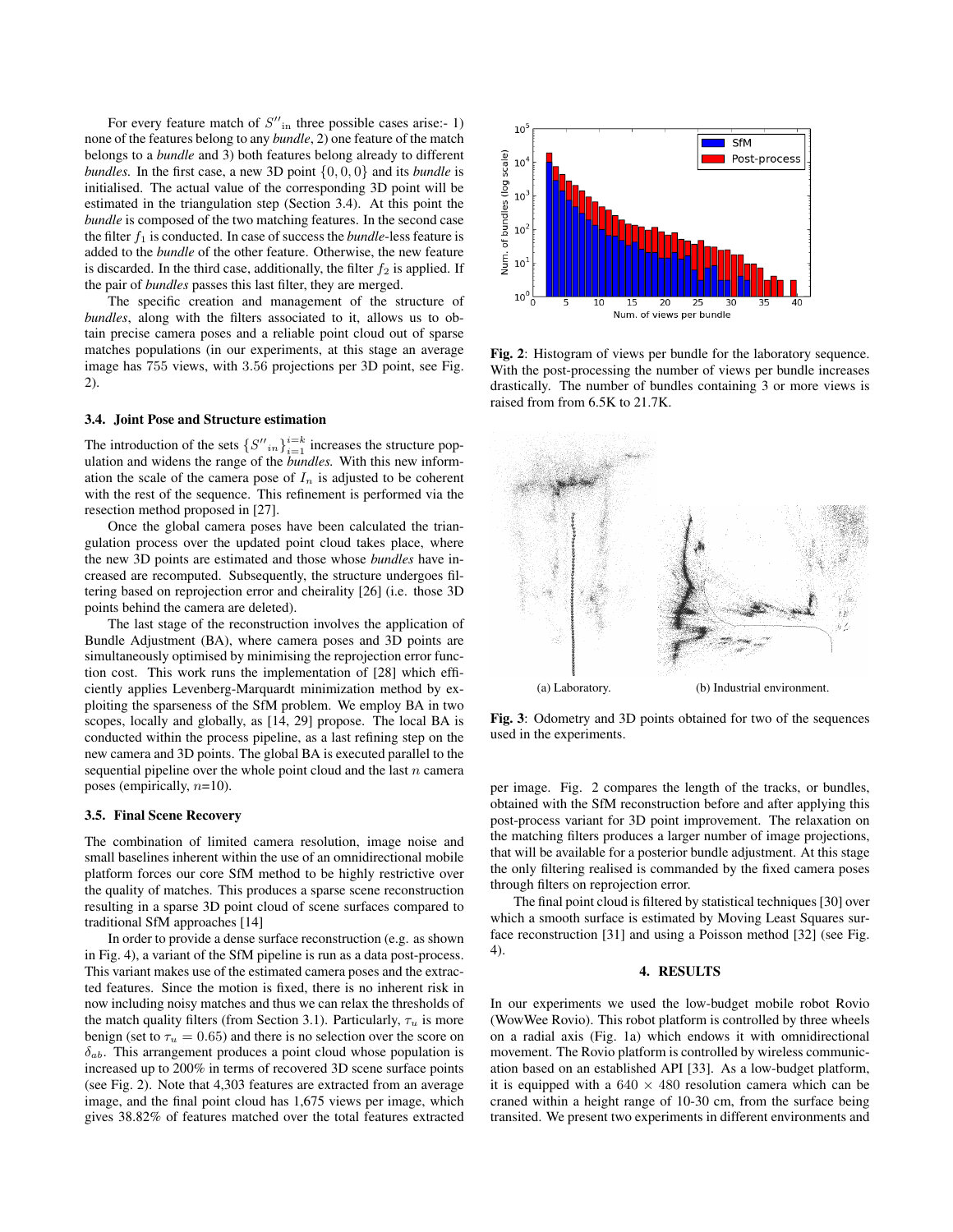For every feature match of $S''_{\text{in}}$ three possible cases arise:- 1) none of the features belong to any *bundle*, 2) one feature of the match belongs to a *bundle* and 3) both features belong already to different *bundles*. In the first case, a new 3D point $\{0, 0, 0\}$ and its *bundle* is initialised. The actual value of the corresponding 3D point will be estimated in the triangulation step (Section 3.4). At this point the *bundle* is composed of the two matching features. In the second case the filter $f_1$ is conducted. In case of success the *bundle*-less feature is added to the *bundle* of the other feature. Otherwise, the new feature is discarded. In the third case, additionally, the filter $f_2$ is applied. If the pair of *bundles* passes this last filter, they are merged.

The specific creation and management of the structure of *bundles*, along with the filters associated to it, allows us to obtain precise camera poses and a reliable point cloud out of sparse matches populations (in our experiments, at this stage an average image has 755 views, with 3.56 projections per 3D point, see Fig. 2).

### 3.4. Joint Pose and Structure estimation

The introduction of the sets $\{S''_{in}\}_{i=1}^{i=k}$ increases the structure population and widens the range of the *bundles*. With this new information the scale of the camera pose of $I_n$ is adjusted to be coherent with the rest of the sequence. This refinement is performed via the resection method proposed in [27].

Once the global camera poses have been calculated the triangulation process over the updated point cloud takes place, where the new 3D points are estimated and those whose *bundles* have increased are recomputed. Subsequently, the structure undergoes filtering based on reprojection error and cheirality [26] (i.e. those 3D points behind the camera are deleted).

The last stage of the reconstruction involves the application of Bundle Adjustment (BA), where camera poses and 3D points are simultaneously optimised by minimising the reprojection error function cost. This work runs the implementation of [28] which efficiently applies Levenberg-Marquardt minimization method by exploiting the sparseness of the SfM problem. We employ BA in two scopes, locally and globally, as [14, 29] propose. The local BA is conducted within the process pipeline, as a last refining step on the new camera and 3D points. The global BA is executed parallel to the sequential pipeline over the whole point cloud and the last $n$ camera poses (empirically, $n$=10).

### 3.5. Final Scene Recovery

The combination of limited camera resolution, image noise and small baselines inherent within the use of an omnidirectional mobile platform forces our core SfM method to be highly restrictive over the quality of matches. This produces a sparse scene reconstruction resulting in a sparse 3D point cloud of scene surfaces compared to traditional SfM approaches [14]

In order to provide a dense surface reconstruction (e.g. as shown in Fig. 4), a variant of the SfM pipeline is run as a data post-process. This variant makes use of the estimated camera poses and the extracted features. Since the motion is fixed, there is no inherent risk in now including noisy matches and thus we can relax the thresholds of the match quality filters (from Section 3.1). Particularly, $\tau_u$ is more benign (set to $\tau_u = 0.65$) and there is no selection over the score on $\delta_{ab}$. This arrangement produces a point cloud whose population is increased up to 200% in terms of recovered 3D scene surface points (see Fig. 2). Note that 4,303 features are extracted from an average image, and the final point cloud has 1,675 views per image, which gives 38.82% of features matched over the total features extracted per image. Fig. 2 compares the length of the tracks, or bundles, obtained with the SfM reconstruction before and after applying this post-process variant for 3D point improvement. The relaxation on the matching filters produces a larger number of image projections, that will be available for a posterior bundle adjustment. At this stage the only filtering realised is commanded by the fixed camera poses through filters on reprojection error.

The final point cloud is filtered by statistical techniques [30] over which a smooth surface is estimated by Moving Least Squares surface reconstruction [31] and using a Poisson method [32] (see Fig. 4).

**Fig. 2**: Histogram of views per bundle for the laboratory sequence. With the post-processing the number of views per bundle increases drastically. The number of bundles containing 3 or more views is raised from from 6.5K to 21.7K.

(a) Laboratory. (b) Industrial environment.

**Fig. 3**: Odometry and 3D points obtained for two of the sequences used in the experiments.

## 4. RESULTS

In our experiments we used the low-budget mobile robot Rovio (WowWee Rovio). This robot platform is controlled by three wheels on a radial axis (Fig. 1a) which endows it with omnidirectional movement. The Rovio platform is controlled by wireless communication based on an established API [33]. As a low-budget platform, it is equipped with a $640 \times 480$ resolution camera which can be craned within a height range of 10-30 cm, from the surface being transited. We present two experiments in different environments and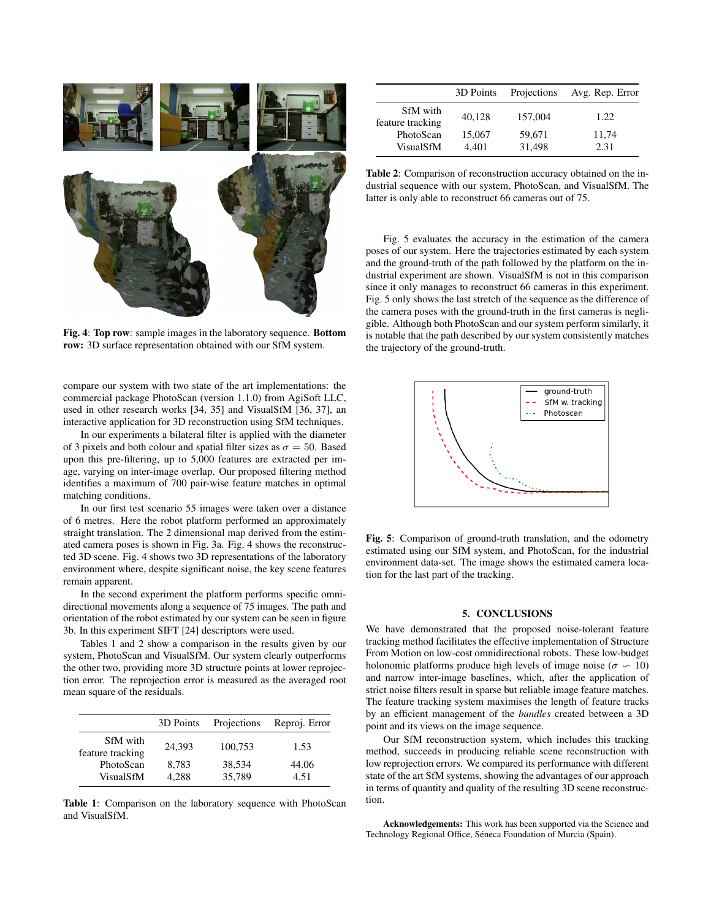Fig. 4: **Top row**: sample images in the laboratory sequence. **Bottom row:** 3D surface representation obtained with our SfM system.

compare our system with two state of the art implementations: the commercial package PhotoScan (version 1.1.0) from AgiSoft LLC, used in other research works [34, 35] and VisualSfM [36, 37], an interactive application for 3D reconstruction using SfM techniques.

In our experiments a bilateral filter is applied with the diameter of 3 pixels and both colour and spatial filter sizes as $\sigma = 50$. Based upon this pre-filtering, up to 5,000 features are extracted per image, varying on inter-image overlap. Our proposed filtering method identifies a maximum of 700 pair-wise feature matches in optimal matching conditions.

In our first test scenario 55 images were taken over a distance of 6 metres. Here the robot platform performed an approximately straight translation. The 2 dimensional map derived from the estimated camera poses is shown in Fig. 3a. Fig. 4 shows the reconstructed 3D scene. Fig. 4 shows two 3D representations of the laboratory environment where, despite significant noise, the key scene features remain apparent.

In the second experiment the platform performs specific omnidirectional movements along a sequence of 75 images. The path and orientation of the robot estimated by our system can be seen in figure 3b. In this experiment SIFT [24] descriptors were used.

Tables 1 and 2 show a comparison in the results given by our system, PhotoScan and VisualSfM. Our system clearly outperforms the other two, providing more 3D structure points at lower reprojection error. The reprojection error is measured as the averaged root mean square of the residuals.

| | 3D Points | Projections | Reproj. Error |
|---|---|---|---|
| SfM with feature tracking | 24,393 | 100,753 | 1.53 |
| PhotoScan | 8,783 | 38,534 | 44.06 |
| VisualSfM | 4,288 | 35,789 | 4.51 |

**Table 1**: Comparison on the laboratory sequence with PhotoScan and VisualSfM.

| | 3D Points | Projections | Avg. Rep. Error |
|---|---|---|---|
| SfM with feature tracking | 40,128 | 157,004 | 1.22 |
| PhotoScan | 15,067 | 59,671 | 11,74 |
| VisualSfM | 4,401 | 31,498 | 2.31 |

**Table 2**: Comparison of reconstruction accuracy obtained on the industrial sequence with our system, PhotoScan, and VisualSfM. The latter is only able to reconstruct 66 cameras out of 75.

Fig. 5 evaluates the accuracy in the estimation of the camera poses of our system. Here the trajectories estimated by each system and the ground-truth of the path followed by the platform on the industrial experiment are shown. VisualSfM is not in this comparison since it only manages to reconstruct 66 cameras in this experiment. Fig. 5 only shows the last stretch of the sequence as the difference of the camera poses with the ground-truth in the first cameras is negligible. Although both PhotoScan and our system perform similarly, it is notable that the path described by our system consistently matches the trajectory of the ground-truth.

**Fig. 5**: Comparison of ground-truth translation, and the odometry estimated using our SfM system, and PhotoScan, for the industrial environment data-set. The image shows the estimated camera location for the last part of the tracking.

## 5. CONCLUSIONS

We have demonstrated that the proposed noise-tolerant feature tracking method facilitates the effective implementation of Structure From Motion on low-cost omnidirectional robots. These low-budget holonomic platforms produce high levels of image noise ($\sigma \backsim 10$) and narrow inter-image baselines, which, after the application of strict noise filters result in sparse but reliable image feature matches. The feature tracking system maximises the length of feature tracks by an efficient management of the *bundles* created between a 3D point and its views on the image sequence.

Our SfM reconstruction system, which includes this tracking method, succeeds in producing reliable scene reconstruction with low reprojection errors. We compared its performance with different state of the art SfM systems, showing the advantages of our approach in terms of quantity and quality of the resulting 3D scene reconstruction.

**Acknowledgements:** This work has been supported via the Science and Technology Regional Office, Séneca Foundation of Murcia (Spain).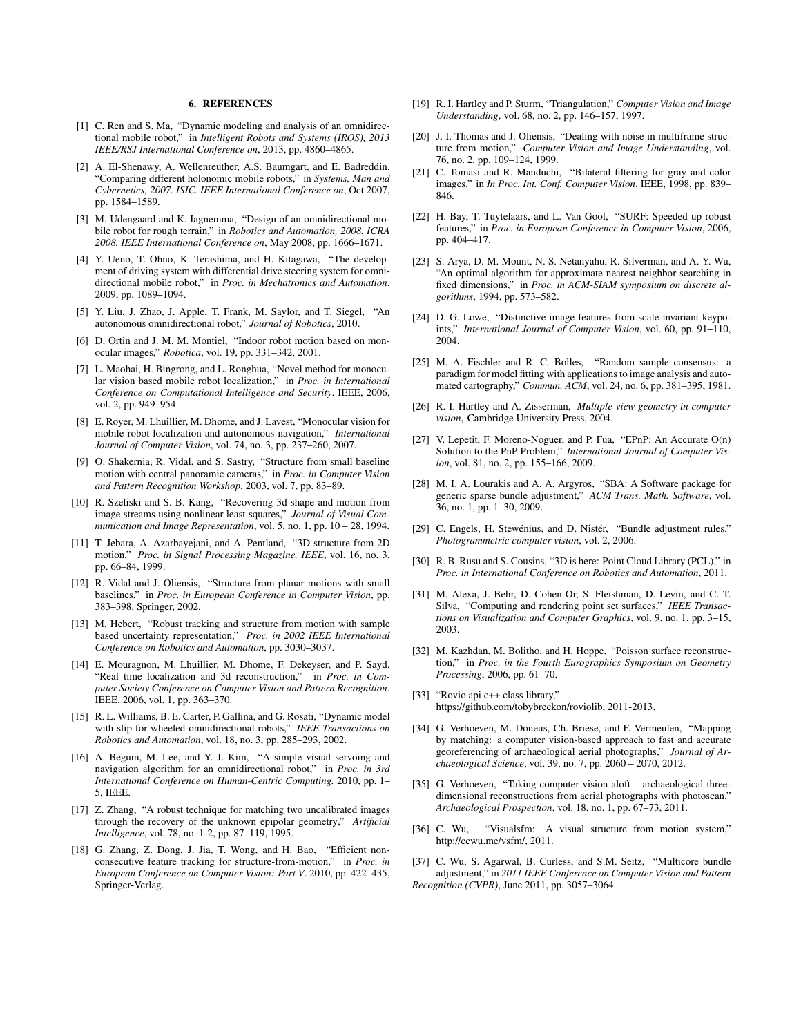## 6. REFERENCES

[1] C. Ren and S. Ma, "Dynamic modeling and analysis of an omnidirectional mobile robot," in *Intelligent Robots and Systems (IROS), 2013 IEEE/RSJ International Conference on*, 2013, pp. 4860–4865.

[2] A. El-Shenawy, A. Wellenreuther, A.S. Baumgart, and E. Badreddin, "Comparing different holonomic mobile robots," in *Systems, Man and Cybernetics, 2007. ISIC. IEEE International Conference on*, Oct 2007, pp. 1584–1589.

[3] M. Udengaard and K. Iagnemma, "Design of an omnidirectional mobile robot for rough terrain," in *Robotics and Automation, 2008. ICRA 2008. IEEE International Conference on*, May 2008, pp. 1666–1671.

[4] Y. Ueno, T. Ohno, K. Terashima, and H. Kitagawa, "The development of driving system with differential drive steering system for omnidirectional mobile robot," in *Proc. in Mechatronics and Automation*, 2009, pp. 1089–1094.

[5] Y. Liu, J. Zhao, J. Apple, T. Frank, M. Saylor, and T. Siegel, "An autonomous omnidirectional robot," *Journal of Robotics*, 2010.

[6] D. Ortin and J. M. M. Montiel, "Indoor robot motion based on monocular images," *Robotica*, vol. 19, pp. 331–342, 2001.

[7] L. Maohai, H. Bingrong, and L. Ronghua, "Novel method for monocular vision based mobile robot localization," in *Proc. in International Conference on Computational Intelligence and Security*. IEEE, 2006, vol. 2, pp. 949–954.

[8] E. Royer, M. Lhuillier, M. Dhome, and J. Lavest, "Monocular vision for mobile robot localization and autonomous navigation," *International Journal of Computer Vision*, vol. 74, no. 3, pp. 237–260, 2007.

[9] O. Shakernia, R. Vidal, and S. Sastry, "Structure from small baseline motion with central panoramic cameras," in *Proc. in Computer Vision and Pattern Recognition Workshop*, 2003, vol. 7, pp. 83–89.

[10] R. Szeliski and S. B. Kang, "Recovering 3d shape and motion from image streams using nonlinear least squares," *Journal of Visual Communication and Image Representation*, vol. 5, no. 1, pp. 10 – 28, 1994.

[11] T. Jebara, A. Azarbayejani, and A. Pentland, "3D structure from 2D motion," *Proc. in Signal Processing Magazine, IEEE*, vol. 16, no. 3, pp. 66–84, 1999.

[12] R. Vidal and J. Oliensis, "Structure from planar motions with small baselines," in *Proc. in European Conference in Computer Vision*, pp. 383–398. Springer, 2002.

[13] M. Hebert, "Robust tracking and structure from motion with sample based uncertainty representation," *Proc. in 2002 IEEE International Conference on Robotics and Automation*, pp. 3030–3037.

[14] E. Mouragnon, M. Lhuillier, M. Dhome, F. Dekeyser, and P. Sayd, "Real time localization and 3d reconstruction," in *Proc. in Computer Society Conference on Computer Vision and Pattern Recognition*. IEEE, 2006, vol. 1, pp. 363–370.

[15] R. L. Williams, B. E. Carter, P. Gallina, and G. Rosati, "Dynamic model with slip for wheeled omnidirectional robots," *IEEE Transactions on Robotics and Automation*, vol. 18, no. 3, pp. 285–293, 2002.

[16] A. Begum, M. Lee, and Y. J. Kim, "A simple visual servoing and navigation algorithm for an omnidirectional robot," in *Proc. in 3rd International Conference on Human-Centric Computing.* 2010, pp. 1–5, IEEE.

[17] Z. Zhang, "A robust technique for matching two uncalibrated images through the recovery of the unknown epipolar geometry," *Artificial Intelligence*, vol. 78, no. 1-2, pp. 87–119, 1995.

[18] G. Zhang, Z. Dong, J. Jia, T. Wong, and H. Bao, "Efficient non-consecutive feature tracking for structure-from-motion," in *Proc. in European Conference on Computer Vision: Part V*. 2010, pp. 422–435, Springer-Verlag.

[19] R. I. Hartley and P. Sturm, "Triangulation," *Computer Vision and Image Understanding*, vol. 68, no. 2, pp. 146–157, 1997.

[20] J. I. Thomas and J. Oliensis, "Dealing with noise in multiframe structure from motion," *Computer Vision and Image Understanding*, vol. 76, no. 2, pp. 109–124, 1999.

[21] C. Tomasi and R. Manduchi, "Bilateral filtering for gray and color images," in *In Proc. Int. Conf. Computer Vision*. IEEE, 1998, pp. 839–846.

[22] H. Bay, T. Tuytelaars, and L. Van Gool, "SURF: Speeded up robust features," in *Proc. in European Conference in Computer Vision*, 2006, pp. 404–417.

[23] S. Arya, D. M. Mount, N. S. Netanyahu, R. Silverman, and A. Y. Wu, "An optimal algorithm for approximate nearest neighbor searching in fixed dimensions," in *Proc. in ACM-SIAM symposium on discrete algorithms*, 1994, pp. 573–582.

[24] D. G. Lowe, "Distinctive image features from scale-invariant keypoints," *International Journal of Computer Vision*, vol. 60, pp. 91–110, 2004.

[25] M. A. Fischler and R. C. Bolles, "Random sample consensus: a paradigm for model fitting with applications to image analysis and automated cartography," *Commun. ACM*, vol. 24, no. 6, pp. 381–395, 1981.

[26] R. I. Hartley and A. Zisserman, *Multiple view geometry in computer vision*, Cambridge University Press, 2004.

[27] V. Lepetit, F. Moreno-Noguer, and P. Fua, "EPnP: An Accurate O(n) Solution to the PnP Problem," *International Journal of Computer Vision*, vol. 81, no. 2, pp. 155–166, 2009.

[28] M. I. A. Lourakis and A. A. Argyros, "SBA: A Software package for generic sparse bundle adjustment," *ACM Trans. Math. Software*, vol. 36, no. 1, pp. 1–30, 2009.

[29] C. Engels, H. Stewénius, and D. Nistér, "Bundle adjustment rules," *Photogrammetric computer vision*, vol. 2, 2006.

[30] R. B. Rusu and S. Cousins, "3D is here: Point Cloud Library (PCL)," in *Proc. in International Conference on Robotics and Automation*, 2011.

[31] M. Alexa, J. Behr, D. Cohen-Or, S. Fleishman, D. Levin, and C. T. Silva, "Computing and rendering point set surfaces," *IEEE Transactions on Visualization and Computer Graphics*, vol. 9, no. 1, pp. 3–15, 2003.

[32] M. Kazhdan, M. Bolitho, and H. Hoppe, "Poisson surface reconstruction," in *Proc. in the Fourth Eurographics Symposium on Geometry Processing*, 2006, pp. 61–70.

[33] "Rovio api c++ class library," https://github.com/tobybreckon/roviolib, 2011-2013.

[34] G. Verhoeven, M. Doneus, Ch. Briese, and F. Vermeulen, "Mapping by matching: a computer vision-based approach to fast and accurate georeferencing of archaeological aerial photographs," *Journal of Archaeological Science*, vol. 39, no. 7, pp. 2060 – 2070, 2012.

[35] G. Verhoeven, "Taking computer vision aloft – archaeological three-dimensional reconstructions from aerial photographs with photoscan," *Archaeological Prospection*, vol. 18, no. 1, pp. 67–73, 2011.

[36] C. Wu, "Visualsfm: A visual structure from motion system," http://ccwu.me/vsfm/, 2011.

[37] C. Wu, S. Agarwal, B. Curless, and S.M. Seitz, "Multicore bundle adjustment," in *2011 IEEE Conference on Computer Vision and Pattern Recognition (CVPR)*, June 2011, pp. 3057–3064.